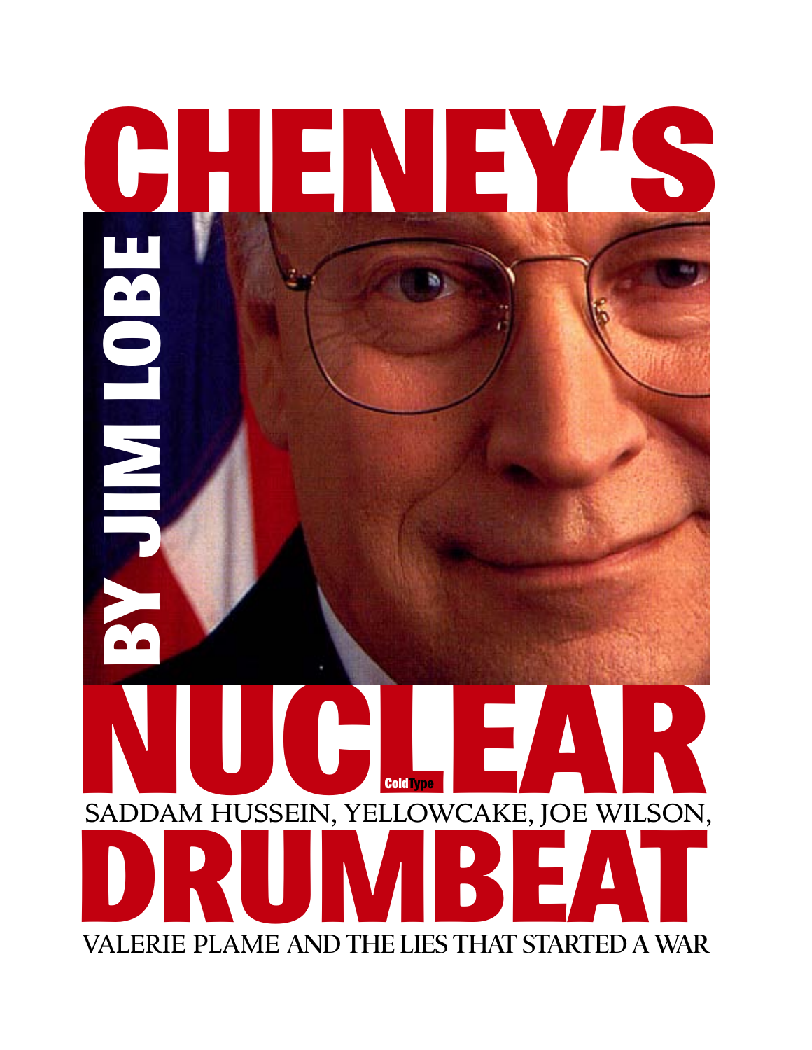# CHENEY'S NUCLEAR DRUMBEAT

## SADDAM HUSSEIN, YELLOWCAKE, JOE WILSON, VALERIE PLAME AND THE LIES THAT STARTED A WAR

BY JIM LOBE

ColdType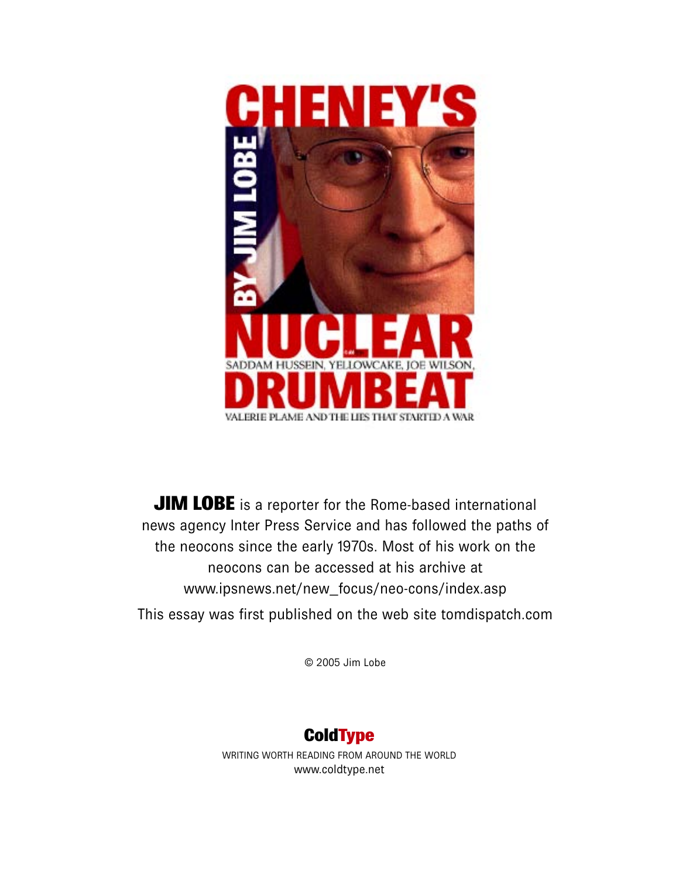# CHENEY'S NUCLEAR DRUMBEAT

BY JIM LOBE

SADDAM HUSSEIN, YELLOWCAKE, JOE WILSON, VALERIE PLAME AND THE LIES THAT STARTED A WAR

**JIM LOBE** is a reporter for the Rome-based international news agency Inter Press Service and has followed the paths of the neocons since the early 1970s. Most of his work on the neocons can be accessed at his archive at www.ipsnews.net/new_focus/neo-cons/index.asp

This essay was first published on the web site tomdispatch.com

© 2005 Jim Lobe

**ColdType**

WRITING WORTH READING FROM AROUND THE WORLD
www.coldtype.net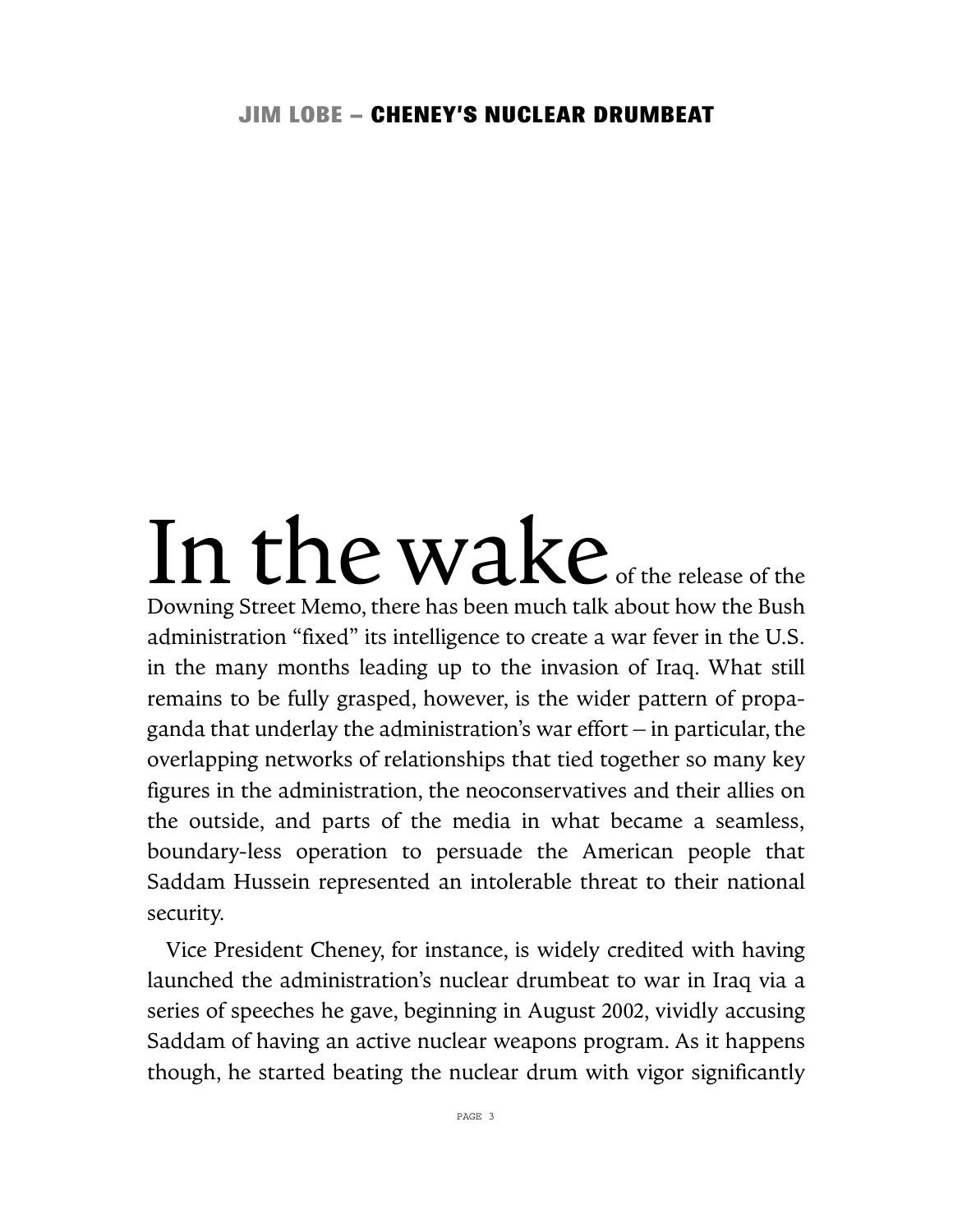# JIM LOBE – CHENEY'S NUCLEAR DRUMBEAT

In the wake of the release of the Downing Street Memo, there has been much talk about how the Bush administration "fixed" its intelligence to create a war fever in the U.S. in the many months leading up to the invasion of Iraq. What still remains to be fully grasped, however, is the wider pattern of propaganda that underlay the administration's war effort – in particular, the overlapping networks of relationships that tied together so many key figures in the administration, the neoconservatives and their allies on the outside, and parts of the media in what became a seamless, boundary-less operation to persuade the American people that Saddam Hussein represented an intolerable threat to their national security.

Vice President Cheney, for instance, is widely credited with having launched the administration's nuclear drumbeat to war in Iraq via a series of speeches he gave, beginning in August 2002, vividly accusing Saddam of having an active nuclear weapons program. As it happens though, he started beating the nuclear drum with vigor significantly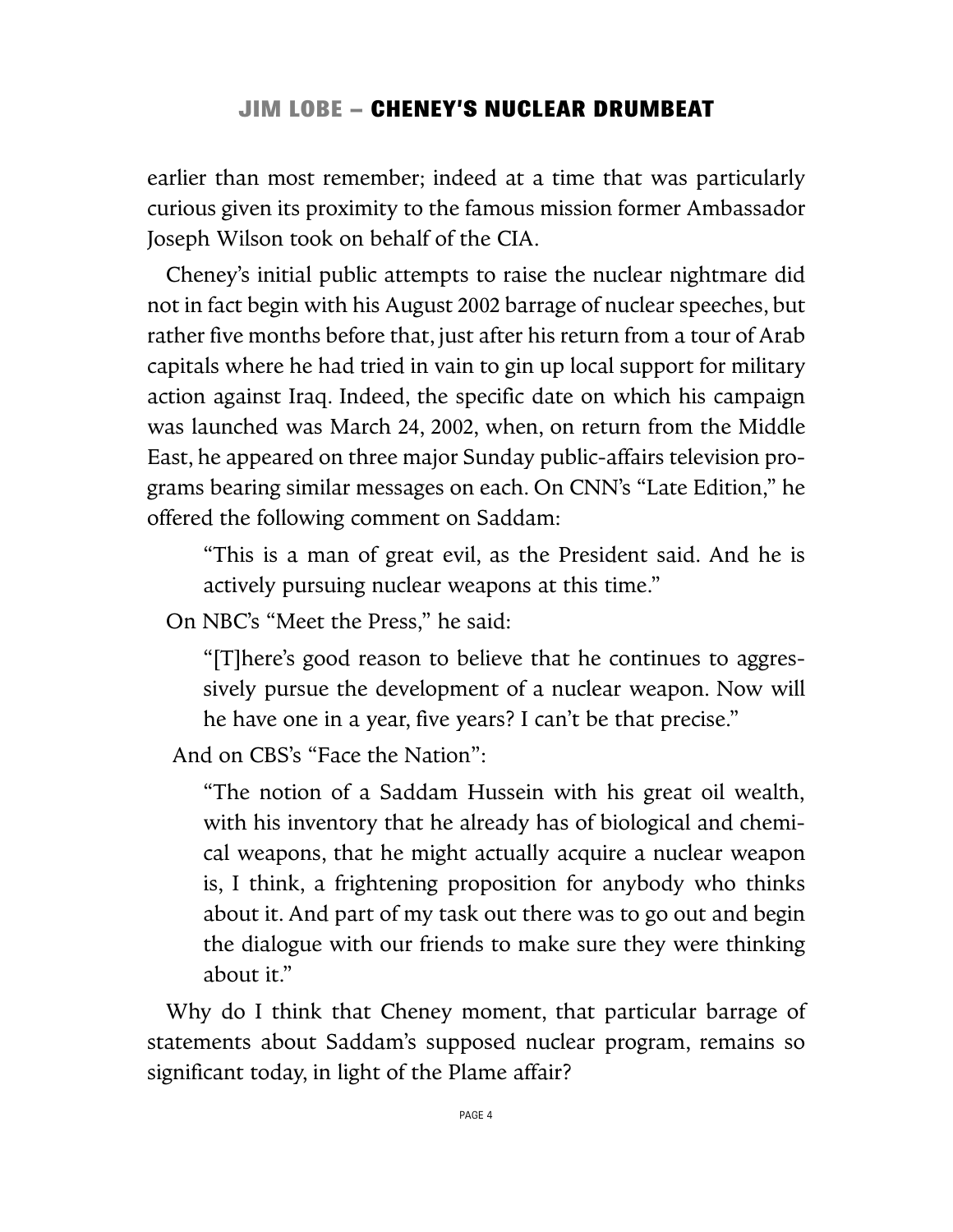earlier than most remember; indeed at a time that was particularly curious given its proximity to the famous mission former Ambassador Joseph Wilson took on behalf of the CIA.

Cheney's initial public attempts to raise the nuclear nightmare did not in fact begin with his August 2002 barrage of nuclear speeches, but rather five months before that, just after his return from a tour of Arab capitals where he had tried in vain to gin up local support for military action against Iraq. Indeed, the specific date on which his campaign was launched was March 24, 2002, when, on return from the Middle East, he appeared on three major Sunday public-affairs television programs bearing similar messages on each. On CNN's "Late Edition," he offered the following comment on Saddam:

> "This is a man of great evil, as the President said. And he is actively pursuing nuclear weapons at this time."

On NBC's "Meet the Press," he said:

> "[T]here's good reason to believe that he continues to aggressively pursue the development of a nuclear weapon. Now will he have one in a year, five years? I can't be that precise."

And on CBS's "Face the Nation":

> "The notion of a Saddam Hussein with his great oil wealth, with his inventory that he already has of biological and chemical weapons, that he might actually acquire a nuclear weapon is, I think, a frightening proposition for anybody who thinks about it. And part of my task out there was to go out and begin the dialogue with our friends to make sure they were thinking about it."

Why do I think that Cheney moment, that particular barrage of statements about Saddam's supposed nuclear program, remains so significant today, in light of the Plame affair?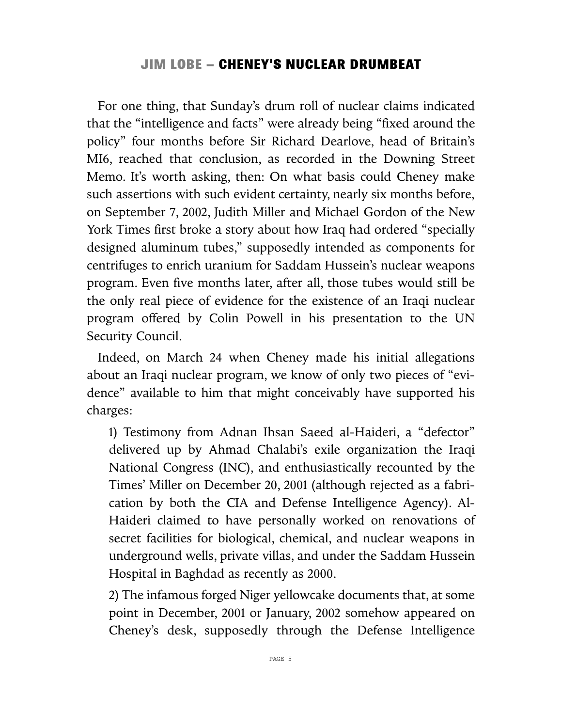For one thing, that Sunday's drum roll of nuclear claims indicated that the "intelligence and facts" were already being "fixed around the policy" four months before Sir Richard Dearlove, head of Britain's MI6, reached that conclusion, as recorded in the Downing Street Memo. It's worth asking, then: On what basis could Cheney make such assertions with such evident certainty, nearly six months before, on September 7, 2002, Judith Miller and Michael Gordon of the New York Times first broke a story about how Iraq had ordered "specially designed aluminum tubes," supposedly intended as components for centrifuges to enrich uranium for Saddam Hussein's nuclear weapons program. Even five months later, after all, those tubes would still be the only real piece of evidence for the existence of an Iraqi nuclear program offered by Colin Powell in his presentation to the UN Security Council.

Indeed, on March 24 when Cheney made his initial allegations about an Iraqi nuclear program, we know of only two pieces of "evidence" available to him that might conceivably have supported his charges:

1) Testimony from Adnan Ihsan Saeed al-Haideri, a "defector" delivered up by Ahmad Chalabi's exile organization the Iraqi National Congress (INC), and enthusiastically recounted by the Times' Miller on December 20, 2001 (although rejected as a fabrication by both the CIA and Defense Intelligence Agency). Al-Haideri claimed to have personally worked on renovations of secret facilities for biological, chemical, and nuclear weapons in underground wells, private villas, and under the Saddam Hussein Hospital in Baghdad as recently as 2000.

2) The infamous forged Niger yellowcake documents that, at some point in December, 2001 or January, 2002 somehow appeared on Cheney's desk, supposedly through the Defense Intelligence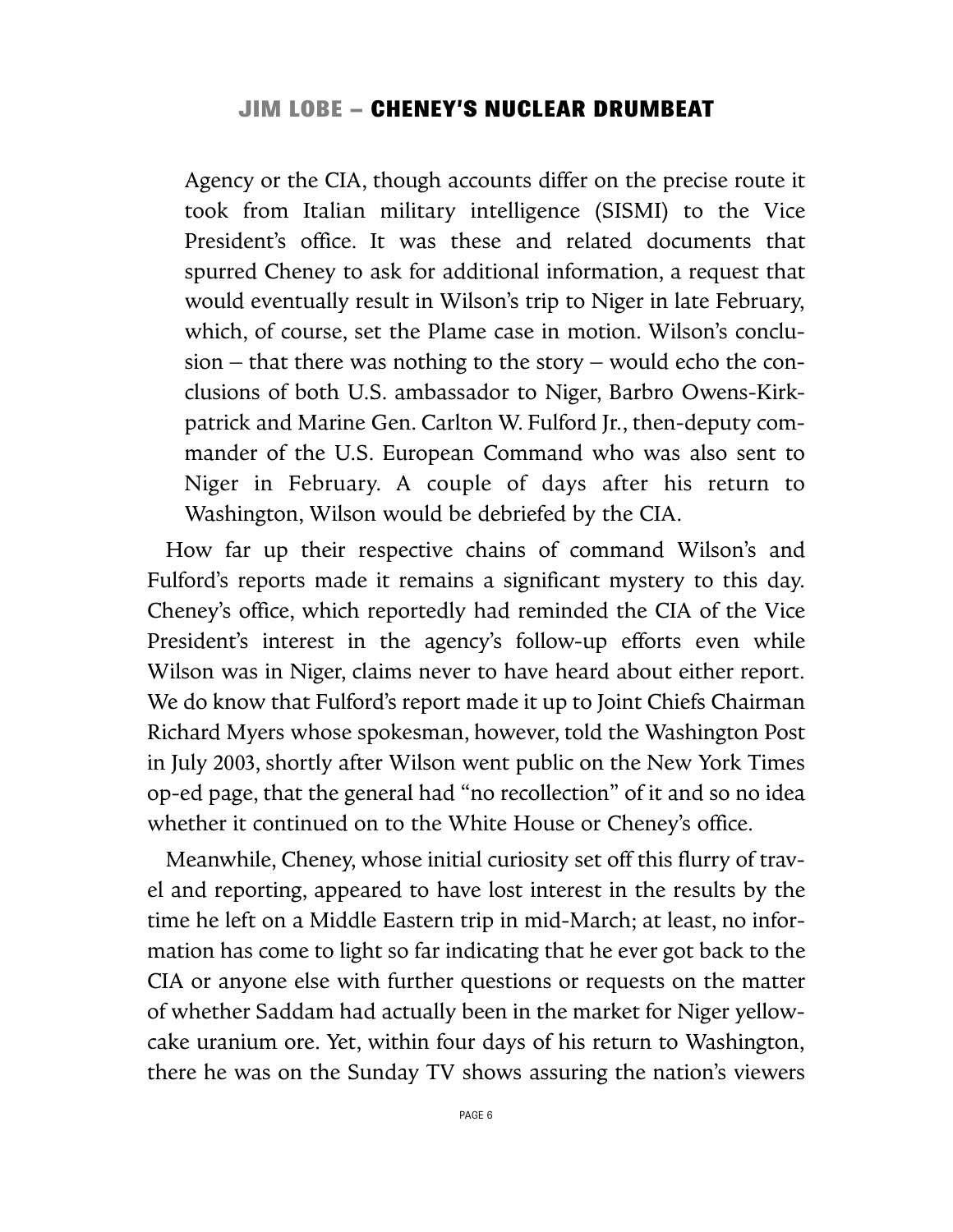Agency or the CIA, though accounts differ on the precise route it took from Italian military intelligence (SISMI) to the Vice President's office. It was these and related documents that spurred Cheney to ask for additional information, a request that would eventually result in Wilson's trip to Niger in late February, which, of course, set the Plame case in motion. Wilson's conclusion – that there was nothing to the story – would echo the conclusions of both U.S. ambassador to Niger, Barbro Owens-Kirkpatrick and Marine Gen. Carlton W. Fulford Jr., then-deputy commander of the U.S. European Command who was also sent to Niger in February. A couple of days after his return to Washington, Wilson would be debriefed by the CIA.

How far up their respective chains of command Wilson's and Fulford's reports made it remains a significant mystery to this day. Cheney's office, which reportedly had reminded the CIA of the Vice President's interest in the agency's follow-up efforts even while Wilson was in Niger, claims never to have heard about either report. We do know that Fulford's report made it up to Joint Chiefs Chairman Richard Myers whose spokesman, however, told the Washington Post in July 2003, shortly after Wilson went public on the New York Times op-ed page, that the general had "no recollection" of it and so no idea whether it continued on to the White House or Cheney's office.

Meanwhile, Cheney, whose initial curiosity set off this flurry of travel and reporting, appeared to have lost interest in the results by the time he left on a Middle Eastern trip in mid-March; at least, no information has come to light so far indicating that he ever got back to the CIA or anyone else with further questions or requests on the matter of whether Saddam had actually been in the market for Niger yellowcake uranium ore. Yet, within four days of his return to Washington, there he was on the Sunday TV shows assuring the nation's viewers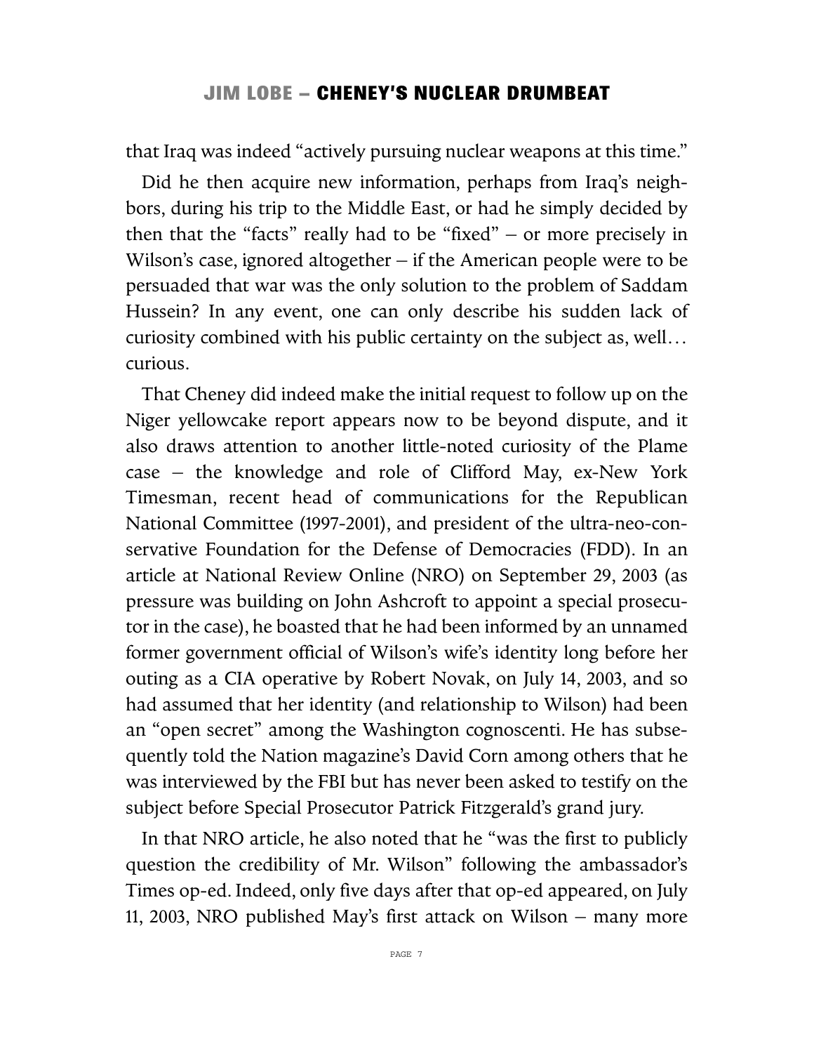that Iraq was indeed "actively pursuing nuclear weapons at this time."

Did he then acquire new information, perhaps from Iraq's neighbors, during his trip to the Middle East, or had he simply decided by then that the "facts" really had to be "fixed" – or more precisely in Wilson's case, ignored altogether – if the American people were to be persuaded that war was the only solution to the problem of Saddam Hussein? In any event, one can only describe his sudden lack of curiosity combined with his public certainty on the subject as, well… curious.

That Cheney did indeed make the initial request to follow up on the Niger yellowcake report appears now to be beyond dispute, and it also draws attention to another little-noted curiosity of the Plame case – the knowledge and role of Clifford May, ex-New York Timesman, recent head of communications for the Republican National Committee (1997-2001), and president of the ultra-neo-conservative Foundation for the Defense of Democracies (FDD). In an article at National Review Online (NRO) on September 29, 2003 (as pressure was building on John Ashcroft to appoint a special prosecutor in the case), he boasted that he had been informed by an unnamed former government official of Wilson's wife's identity long before her outing as a CIA operative by Robert Novak, on July 14, 2003, and so had assumed that her identity (and relationship to Wilson) had been an "open secret" among the Washington cognoscenti. He has subsequently told the Nation magazine's David Corn among others that he was interviewed by the FBI but has never been asked to testify on the subject before Special Prosecutor Patrick Fitzgerald's grand jury.

In that NRO article, he also noted that he "was the first to publicly question the credibility of Mr. Wilson" following the ambassador's Times op-ed. Indeed, only five days after that op-ed appeared, on July 11, 2003, NRO published May's first attack on Wilson – many more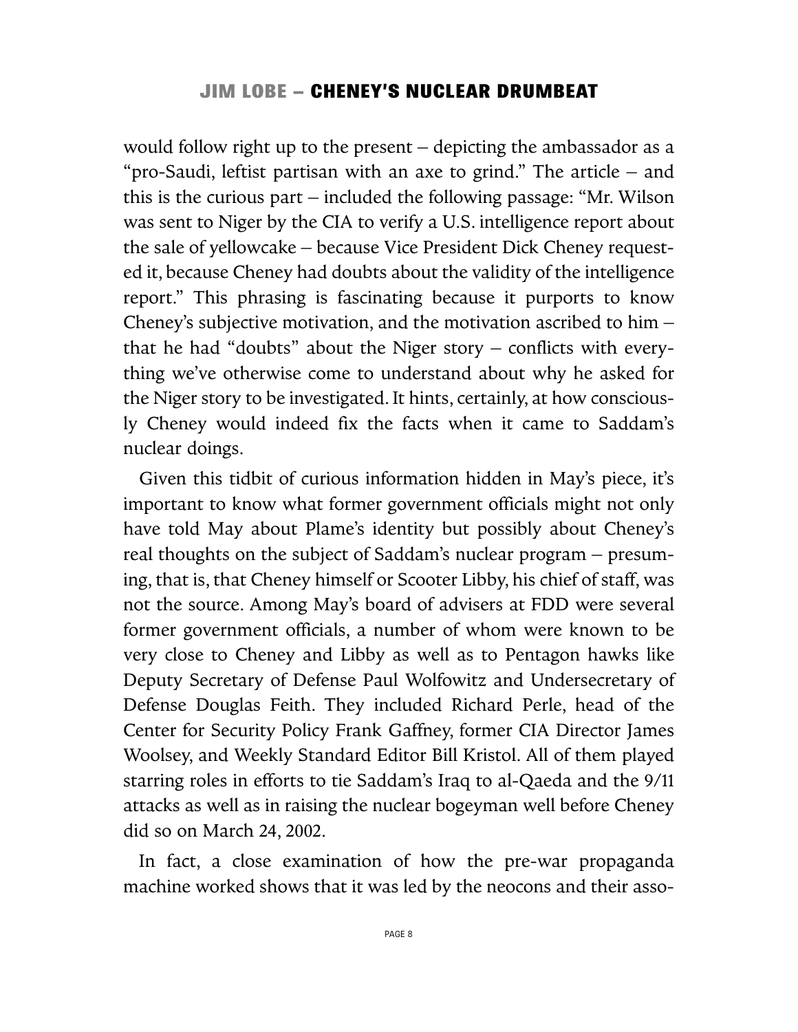would follow right up to the present – depicting the ambassador as a "pro-Saudi, leftist partisan with an axe to grind." The article – and this is the curious part – included the following passage: "Mr. Wilson was sent to Niger by the CIA to verify a U.S. intelligence report about the sale of yellowcake – because Vice President Dick Cheney requested it, because Cheney had doubts about the validity of the intelligence report." This phrasing is fascinating because it purports to know Cheney's subjective motivation, and the motivation ascribed to him – that he had "doubts" about the Niger story – conflicts with everything we've otherwise come to understand about why he asked for the Niger story to be investigated. It hints, certainly, at how consciously Cheney would indeed fix the facts when it came to Saddam's nuclear doings.

Given this tidbit of curious information hidden in May's piece, it's important to know what former government officials might not only have told May about Plame's identity but possibly about Cheney's real thoughts on the subject of Saddam's nuclear program – presuming, that is, that Cheney himself or Scooter Libby, his chief of staff, was not the source. Among May's board of advisers at FDD were several former government officials, a number of whom were known to be very close to Cheney and Libby as well as to Pentagon hawks like Deputy Secretary of Defense Paul Wolfowitz and Undersecretary of Defense Douglas Feith. They included Richard Perle, head of the Center for Security Policy Frank Gaffney, former CIA Director James Woolsey, and Weekly Standard Editor Bill Kristol. All of them played starring roles in efforts to tie Saddam's Iraq to al-Qaeda and the 9/11 attacks as well as in raising the nuclear bogeyman well before Cheney did so on March 24, 2002.

In fact, a close examination of how the pre-war propaganda machine worked shows that it was led by the neocons and their asso-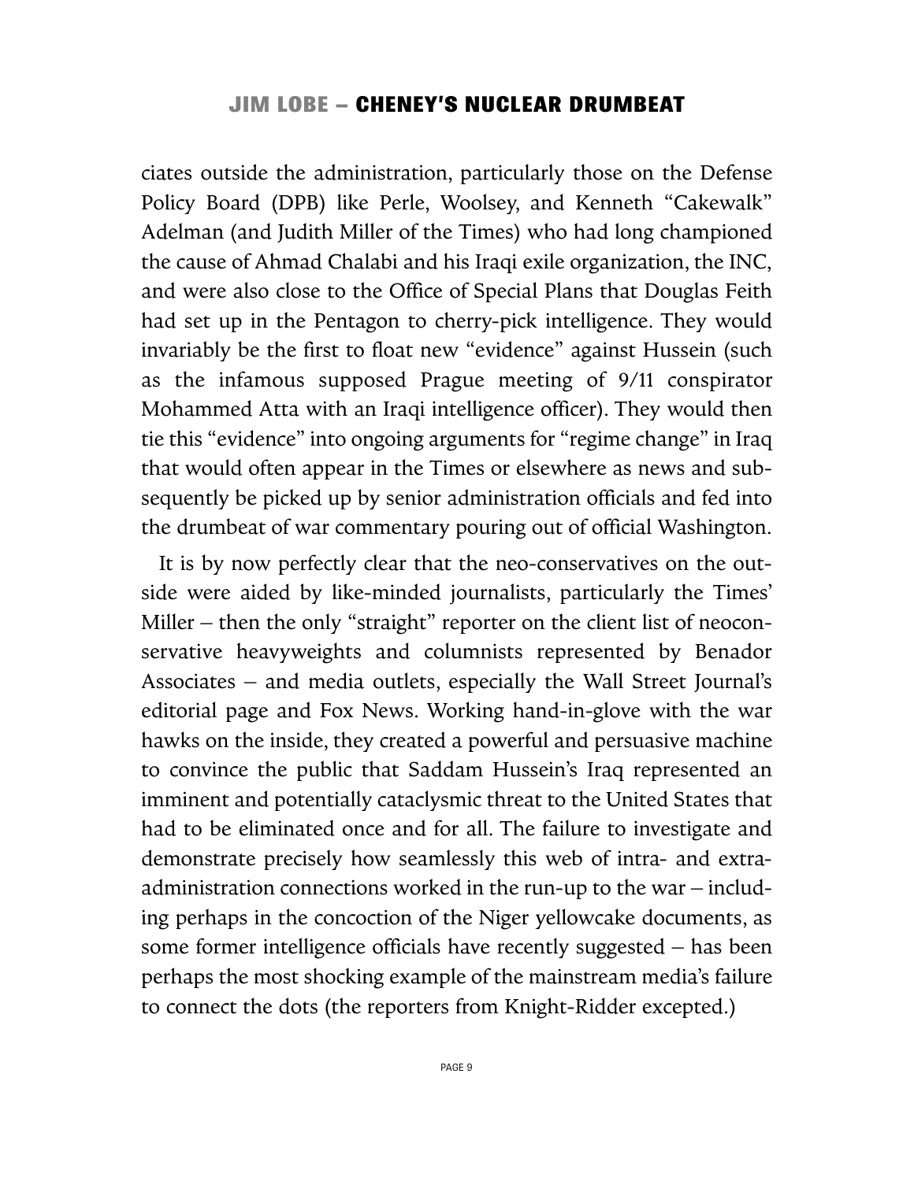ciates outside the administration, particularly those on the Defense Policy Board (DPB) like Perle, Woolsey, and Kenneth "Cakewalk" Adelman (and Judith Miller of the Times) who had long championed the cause of Ahmad Chalabi and his Iraqi exile organization, the INC, and were also close to the Office of Special Plans that Douglas Feith had set up in the Pentagon to cherry-pick intelligence. They would invariably be the first to float new "evidence" against Hussein (such as the infamous supposed Prague meeting of 9/11 conspirator Mohammed Atta with an Iraqi intelligence officer). They would then tie this "evidence" into ongoing arguments for "regime change" in Iraq that would often appear in the Times or elsewhere as news and subsequently be picked up by senior administration officials and fed into the drumbeat of war commentary pouring out of official Washington.

It is by now perfectly clear that the neo-conservatives on the outside were aided by like-minded journalists, particularly the Times' Miller – then the only "straight" reporter on the client list of neoconservative heavyweights and columnists represented by Benador Associates – and media outlets, especially the Wall Street Journal's editorial page and Fox News. Working hand-in-glove with the war hawks on the inside, they created a powerful and persuasive machine to convince the public that Saddam Hussein's Iraq represented an imminent and potentially cataclysmic threat to the United States that had to be eliminated once and for all. The failure to investigate and demonstrate precisely how seamlessly this web of intra- and extra-administration connections worked in the run-up to the war – including perhaps in the concoction of the Niger yellowcake documents, as some former intelligence officials have recently suggested – has been perhaps the most shocking example of the mainstream media's failure to connect the dots (the reporters from Knight-Ridder excepted.)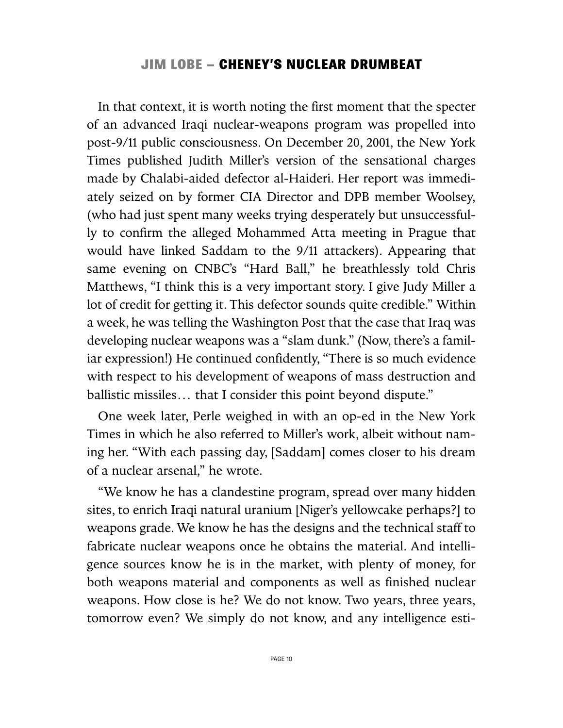In that context, it is worth noting the first moment that the specter of an advanced Iraqi nuclear-weapons program was propelled into post-9/11 public consciousness. On December 20, 2001, the New York Times published Judith Miller's version of the sensational charges made by Chalabi-aided defector al-Haideri. Her report was immediately seized on by former CIA Director and DPB member Woolsey, (who had just spent many weeks trying desperately but unsuccessfully to confirm the alleged Mohammed Atta meeting in Prague that would have linked Saddam to the 9/11 attackers). Appearing that same evening on CNBC's "Hard Ball," he breathlessly told Chris Matthews, "I think this is a very important story. I give Judy Miller a lot of credit for getting it. This defector sounds quite credible." Within a week, he was telling the Washington Post that the case that Iraq was developing nuclear weapons was a "slam dunk." (Now, there's a familiar expression!) He continued confidently, "There is so much evidence with respect to his development of weapons of mass destruction and ballistic missiles… that I consider this point beyond dispute."

One week later, Perle weighed in with an op-ed in the New York Times in which he also referred to Miller's work, albeit without naming her. "With each passing day, [Saddam] comes closer to his dream of a nuclear arsenal," he wrote.

"We know he has a clandestine program, spread over many hidden sites, to enrich Iraqi natural uranium [Niger's yellowcake perhaps?] to weapons grade. We know he has the designs and the technical staff to fabricate nuclear weapons once he obtains the material. And intelligence sources know he is in the market, with plenty of money, for both weapons material and components as well as finished nuclear weapons. How close is he? We do not know. Two years, three years, tomorrow even? We simply do not know, and any intelligence esti-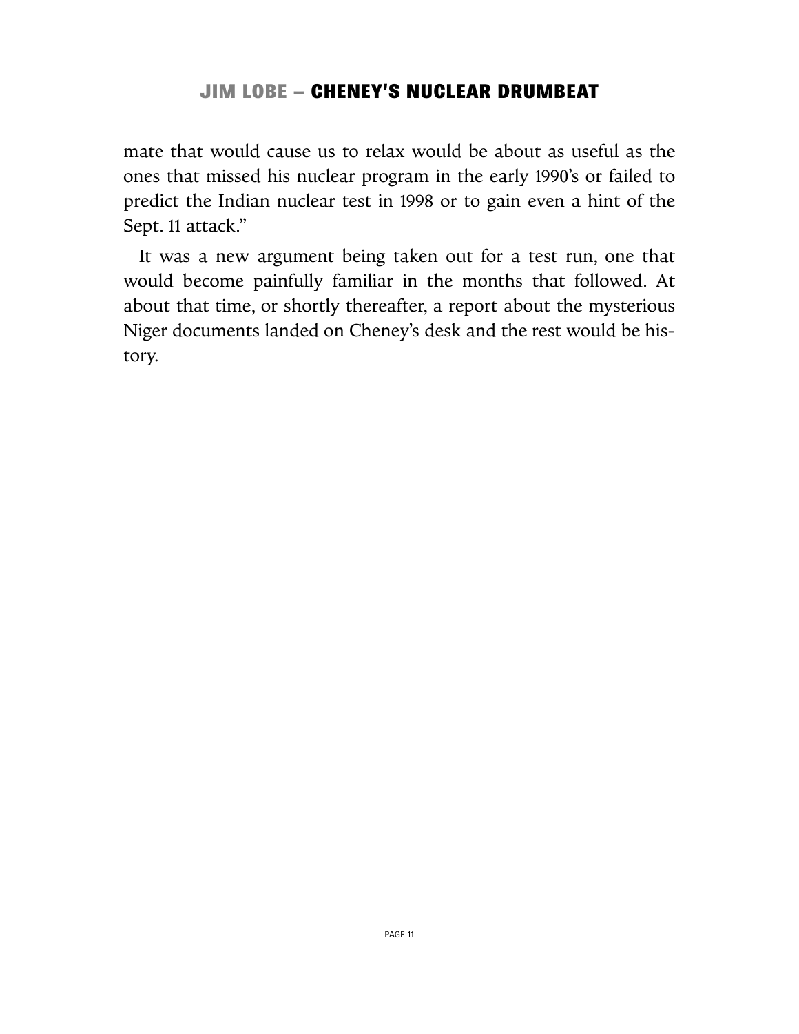mate that would cause us to relax would be about as useful as the ones that missed his nuclear program in the early 1990's or failed to predict the Indian nuclear test in 1998 or to gain even a hint of the Sept. 11 attack."

It was a new argument being taken out for a test run, one that would become painfully familiar in the months that followed. At about that time, or shortly thereafter, a report about the mysterious Niger documents landed on Cheney's desk and the rest would be history.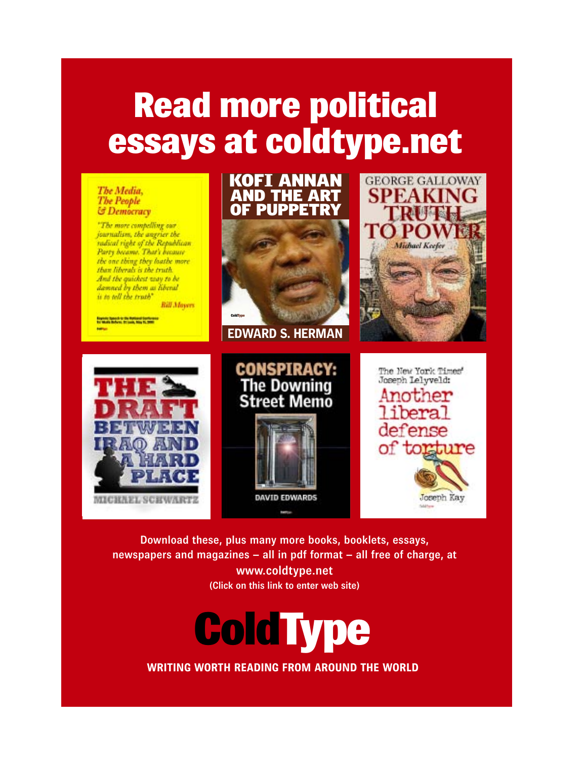# Read more political essays at coldtype.net

Download these, plus many more books, booklets, essays, newspapers and magazines – all in pdf format – all free of charge, at
www.coldtype.net
(Click on this link to enter web site)

**ColdType**

**WRITING WORTH READING FROM AROUND THE WORLD**